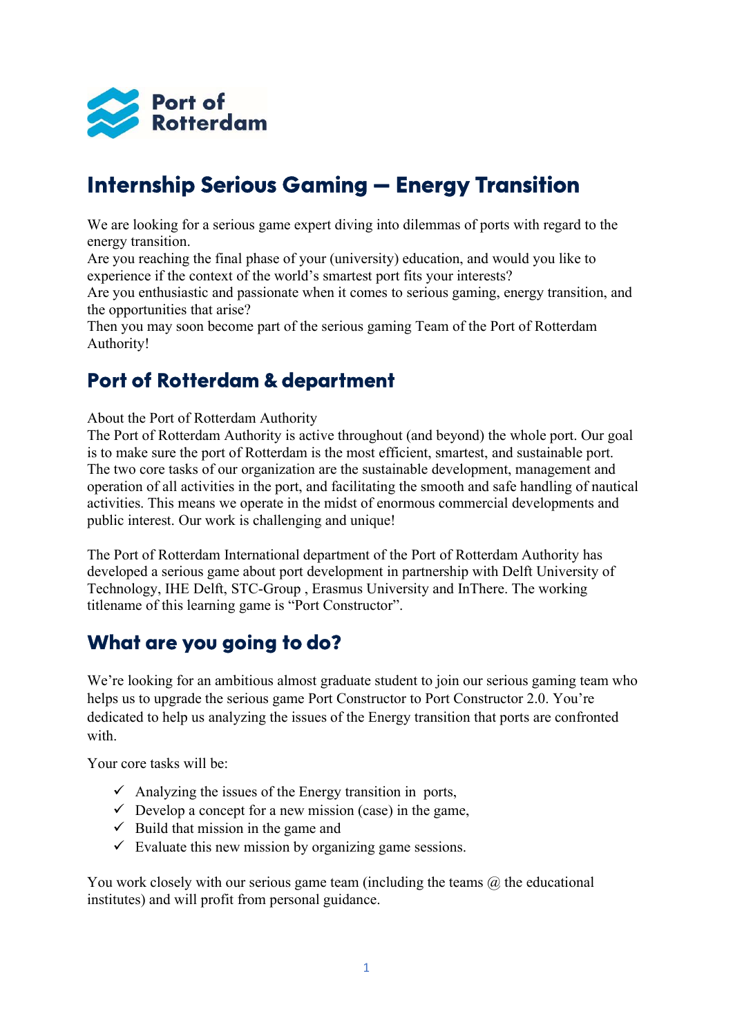Port of Rotterdam

# Internship Serious Gaming – Energy Transition

We are looking for a serious game expert diving into dilemmas of ports with regard to the energy transition.
Are you reaching the final phase of your (university) education, and would you like to experience if the context of the world's smartest port fits your interests?
Are you enthusiastic and passionate when it comes to serious gaming, energy transition, and the opportunities that arise?
Then you may soon become part of the serious gaming Team of the Port of Rotterdam Authority!

## Port of Rotterdam & department

About the Port of Rotterdam Authority
The Port of Rotterdam Authority is active throughout (and beyond) the whole port. Our goal is to make sure the port of Rotterdam is the most efficient, smartest, and sustainable port. The two core tasks of our organization are the sustainable development, management and operation of all activities in the port, and facilitating the smooth and safe handling of nautical activities. This means we operate in the midst of enormous commercial developments and public interest. Our work is challenging and unique!

The Port of Rotterdam International department of the Port of Rotterdam Authority has developed a serious game about port development in partnership with Delft University of Technology, IHE Delft, STC-Group , Erasmus University and InThere. The working titlename of this learning game is "Port Constructor".

## What are you going to do?

We're looking for an ambitious almost graduate student to join our serious gaming team who helps us to upgrade the serious game Port Constructor to Port Constructor 2.0. You're dedicated to help us analyzing the issues of the Energy transition that ports are confronted with.

Your core tasks will be:

- ✓ Analyzing the issues of the Energy transition in ports,
- ✓ Develop a concept for a new mission (case) in the game,
- ✓ Build that mission in the game and
- ✓ Evaluate this new mission by organizing game sessions.

You work closely with our serious game team (including the teams @ the educational institutes) and will profit from personal guidance.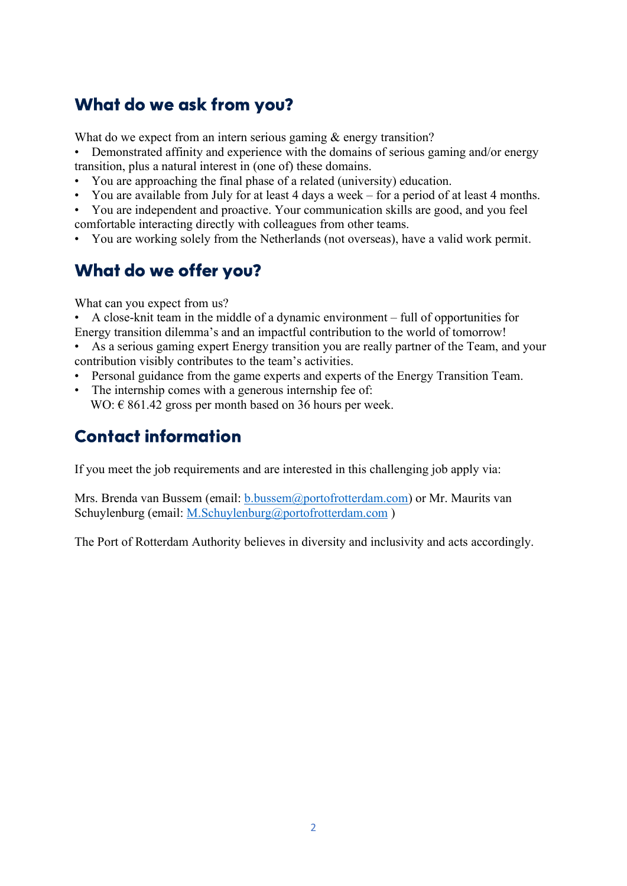## What do we ask from you?

What do we expect from an intern serious gaming & energy transition?

- Demonstrated affinity and experience with the domains of serious gaming and/or energy transition, plus a natural interest in (one of) these domains.
- You are approaching the final phase of a related (university) education.
- You are available from July for at least 4 days a week – for a period of at least 4 months.
- You are independent and proactive. Your communication skills are good, and you feel comfortable interacting directly with colleagues from other teams.
- You are working solely from the Netherlands (not overseas), have a valid work permit.

## What do we offer you?

What can you expect from us?

- A close-knit team in the middle of a dynamic environment – full of opportunities for Energy transition dilemma's and an impactful contribution to the world of tomorrow!
- As a serious gaming expert Energy transition you are really partner of the Team, and your contribution visibly contributes to the team's activities.
- Personal guidance from the game experts and experts of the Energy Transition Team.
- The internship comes with a generous internship fee of:
  WO: € 861.42 gross per month based on 36 hours per week.

## Contact information

If you meet the job requirements and are interested in this challenging job apply via:

Mrs. Brenda van Bussem (email: b.bussem@portofrotterdam.com) or Mr. Maurits van Schuylenburg (email: M.Schuylenburg@portofrotterdam.com )

The Port of Rotterdam Authority believes in diversity and inclusivity and acts accordingly.